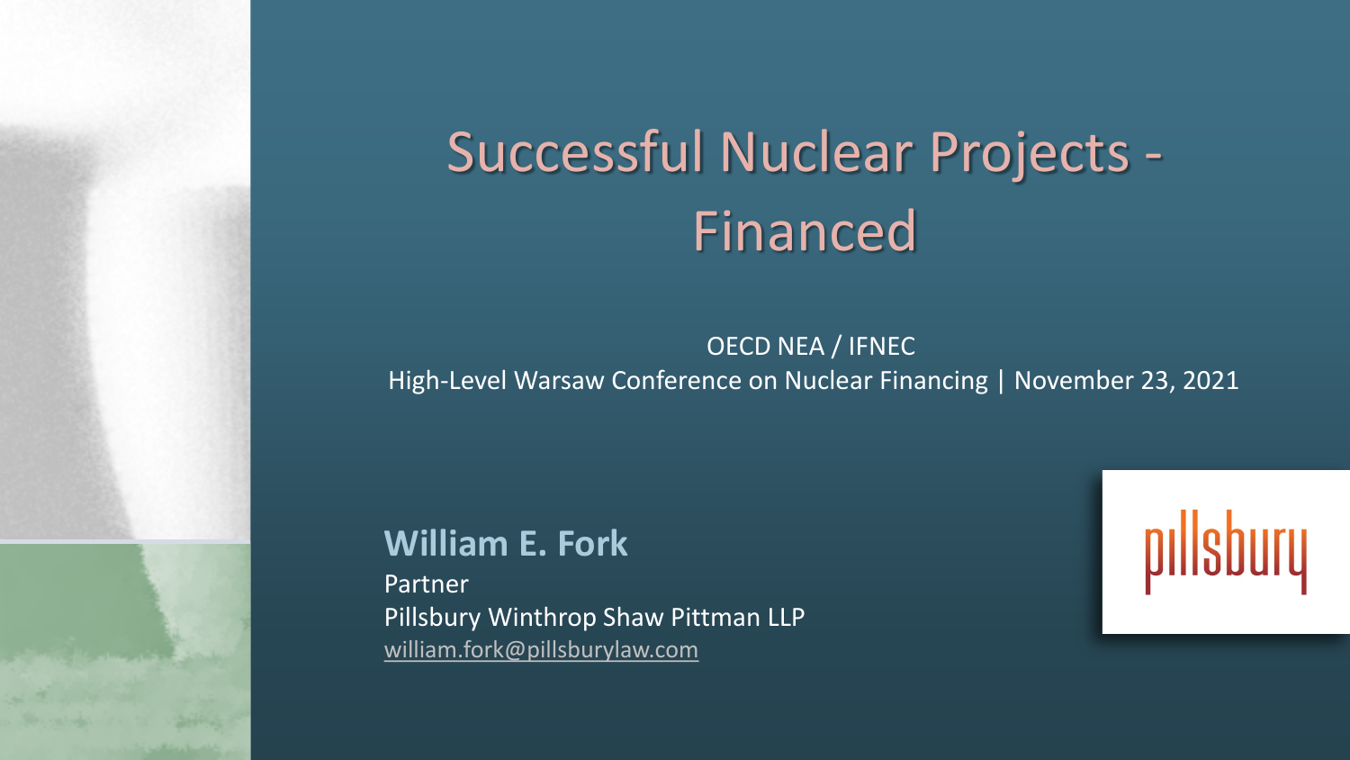# Successful Nuclear Projects - Financed

OECD NEA / IFNEC

High-Level Warsaw Conference on Nuclear Financing | November 23, 2021

**William E. Fork**

Partner

Pillsbury Winthrop Shaw Pittman LLP

william.fork@pillsburylaw.com

pillsbury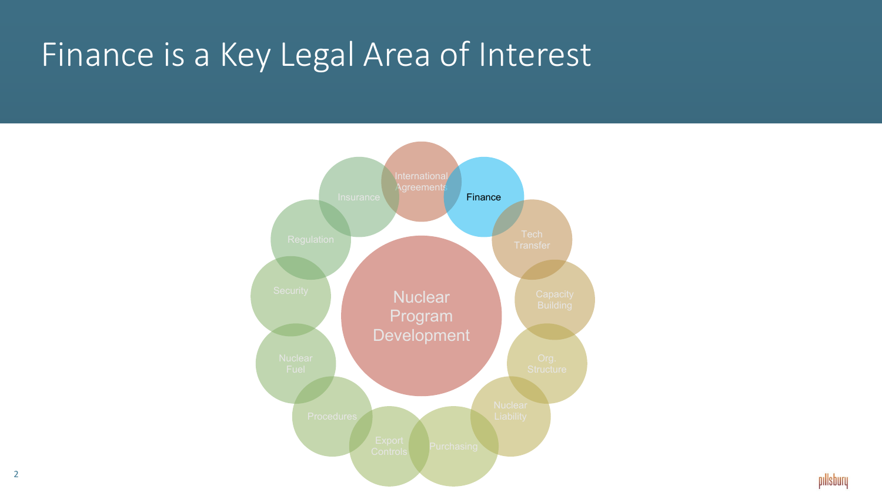# Finance is a Key Legal Area of Interest

- Nuclear Program Development
  - International Agreements
  - Finance
  - Tech Transfer
  - Capacity Building
  - Org. Structure
  - Nuclear Liability
  - Purchasing
  - Export Controls
  - Procedures
  - Nuclear Fuel
  - Security
  - Regulation
  - Insurance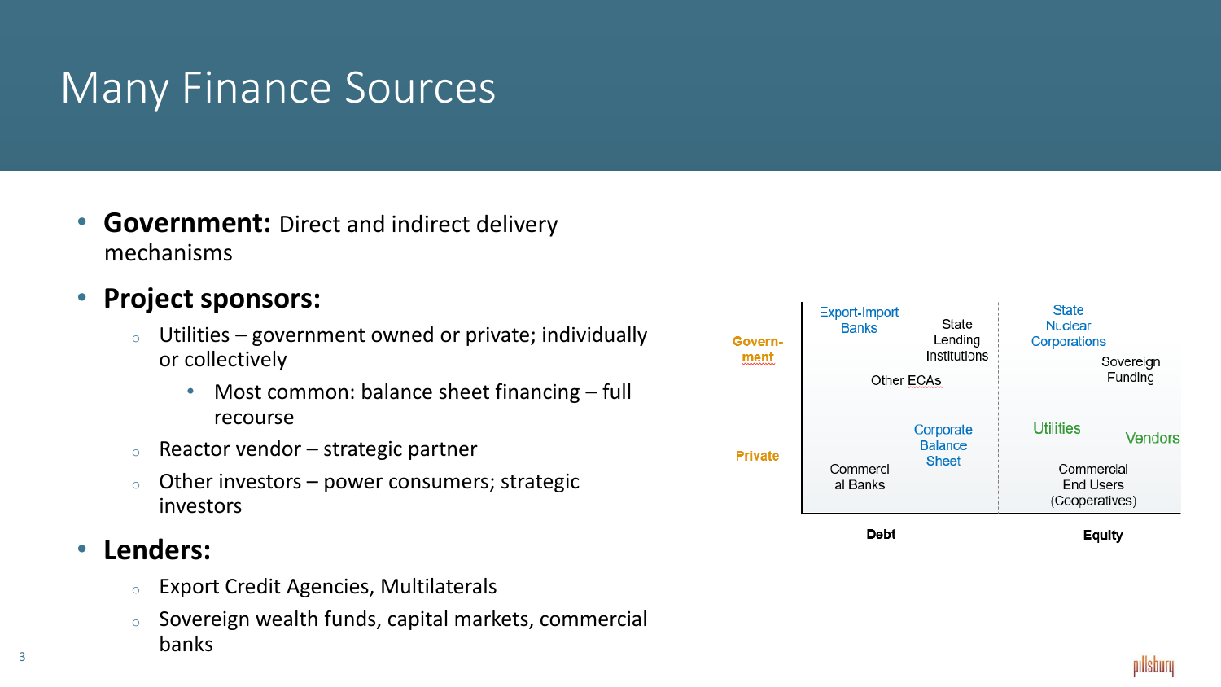# Many Finance Sources

- **Government:** Direct and indirect delivery mechanisms
- **Project sponsors:**
  - Utilities – government owned or private; individually or collectively
    - Most common: balance sheet financing – full recourse
  - Reactor vendor – strategic partner
  - Other investors – power consumers; strategic investors
- **Lenders:**
  - Export Credit Agencies, Multilaterals
  - Sovereign wealth funds, capital markets, commercial banks

| | Debt | Equity |
|---|---|---|
| Govern-ment | Export-Import Banks; State Lending Institutions; Other ECAs | State Nuclear Corporations; Sovereign Funding |
| Private | Corporate Balance Sheet; Commercial Banks | Utilities; Vendors; Commercial End Users (Cooperatives) |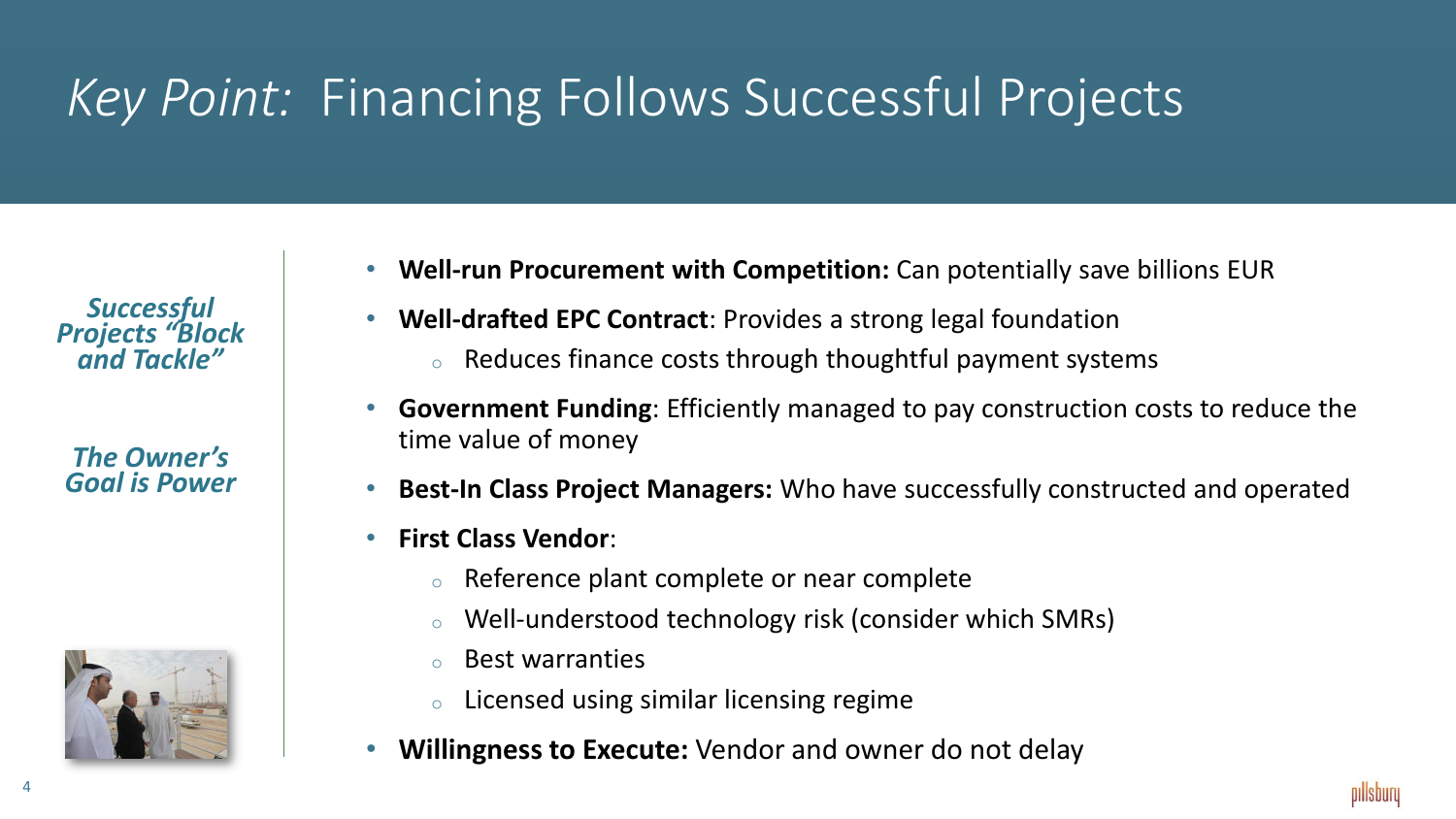# *Key Point:* Financing Follows Successful Projects

***Successful Projects "Block and Tackle"***

***The Owner's Goal is Power***

- **Well-run Procurement with Competition:** Can potentially save billions EUR
- **Well-drafted EPC Contract**: Provides a strong legal foundation
  - Reduces finance costs through thoughtful payment systems
- **Government Funding**: Efficiently managed to pay construction costs to reduce the time value of money
- **Best-In Class Project Managers:** Who have successfully constructed and operated
- **First Class Vendor**:
  - Reference plant complete or near complete
  - Well-understood technology risk (consider which SMRs)
  - Best warranties
  - Licensed using similar licensing regime
- **Willingness to Execute:** Vendor and owner do not delay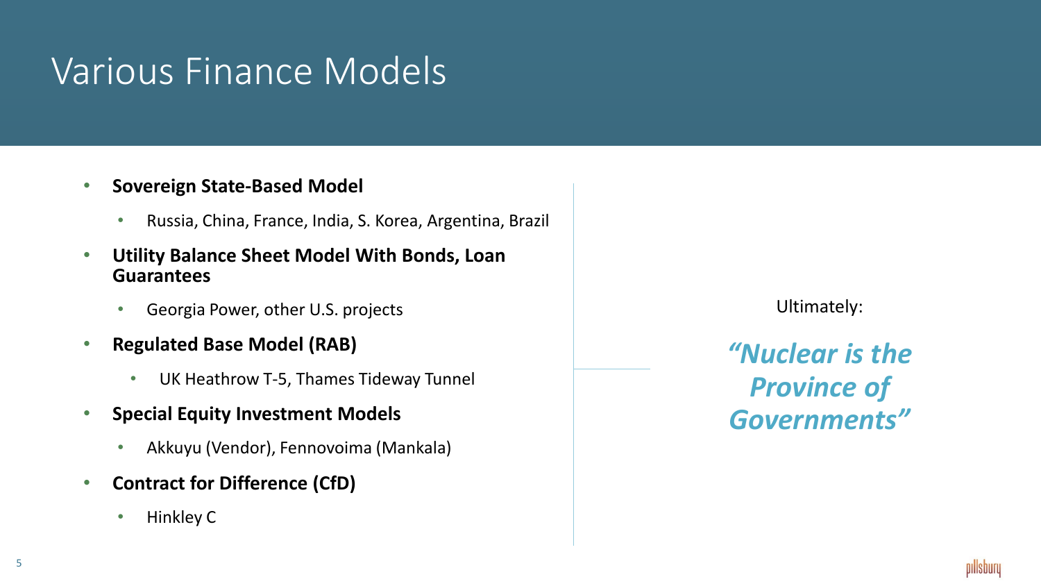# Various Finance Models

- **Sovereign State-Based Model**
  - Russia, China, France, India, S. Korea, Argentina, Brazil
- **Utility Balance Sheet Model With Bonds, Loan Guarantees**
  - Georgia Power, other U.S. projects
- **Regulated Base Model (RAB)**
  - UK Heathrow T-5, Thames Tideway Tunnel
- **Special Equity Investment Models**
  - Akkuyu (Vendor), Fennovoima (Mankala)
- **Contract for Difference (CfD)**
  - Hinkley C

Ultimately:

***"Nuclear is the Province of Governments"***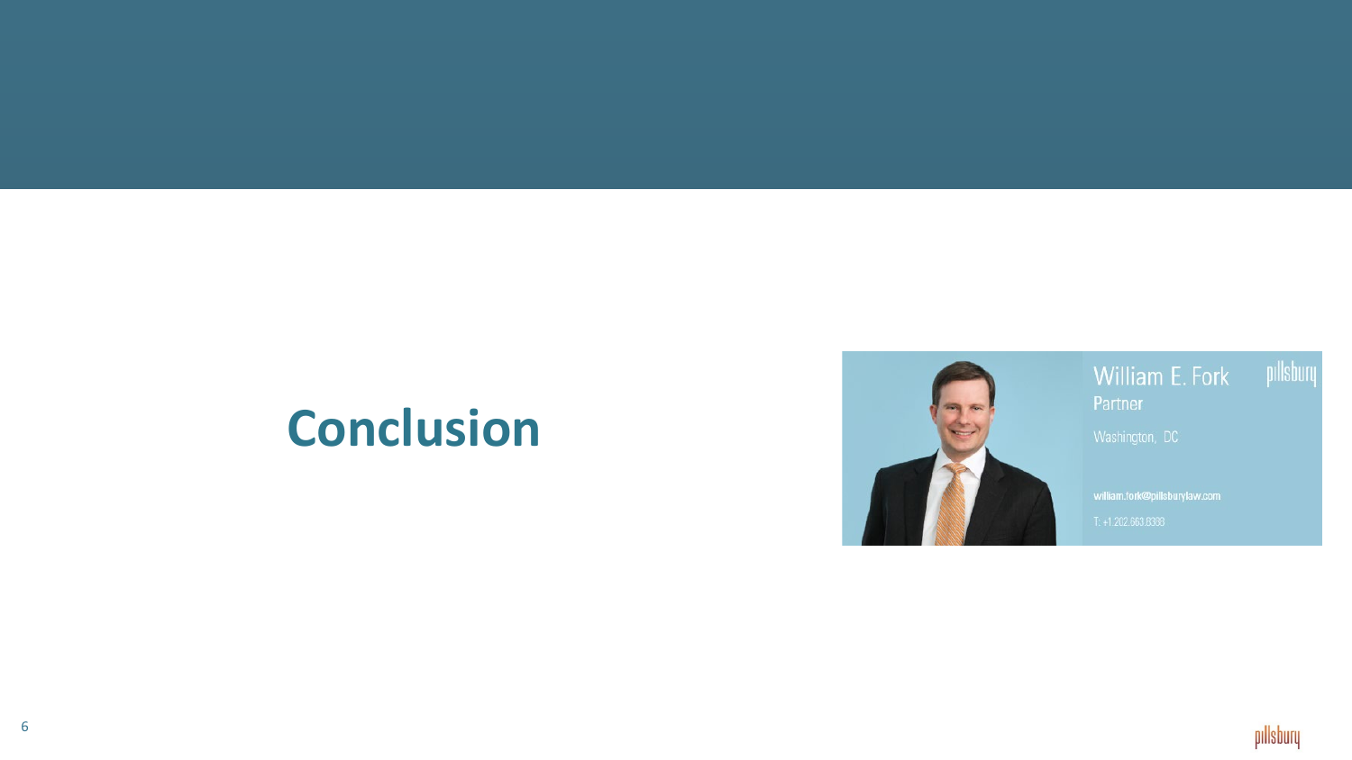# Conclusion

William E. Fork
Partner
Washington, DC

william.fork@pillsburylaw.com

T: +1.202.663.8333